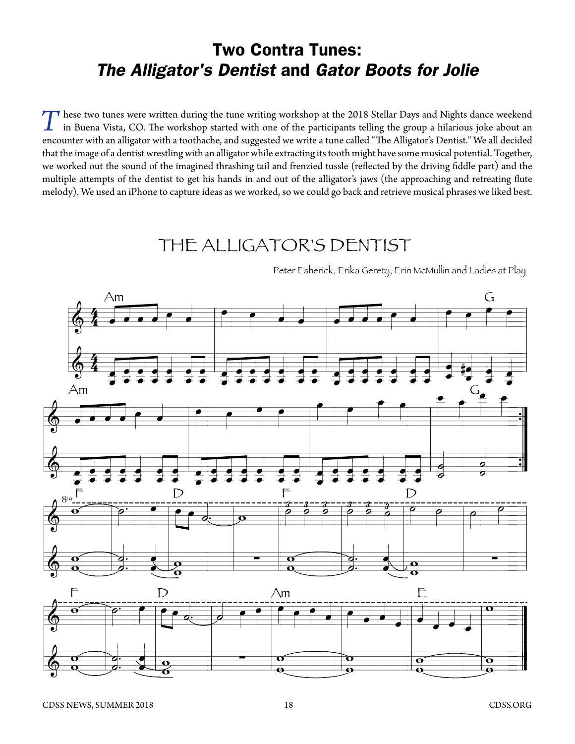# Two Contra Tunes: *The Alligator's Dentist* and *Gator Boots for Jolie*

These two tunes were written during the tune writing workshop at the 2018 Stellar Days and Nights dance weekend in Buena Vista, CO. The workshop started with one of the participants telling the group a hilarious joke about an encounter with an alligator with a toothache, and suggested we write a tune called "The Alligator's Dentist." We all decided that the image of a dentist wrestling with an alligator while extracting its tooth might have some musical potential. Together, we worked out the sound of the imagined thrashing tail and frenzied tussle (reflected by the driving fiddle part) and the multiple attempts of the dentist to get his hands in and out of the alligator's jaws (the approaching and retreating flute melody). We used an iPhone to capture ideas as we worked, so we could go back and retrieve musical phrases we liked best.

## THE ALLIGATOR'S DENTIST

Peter Esherick, Erika Gerety, Erin McMullin and Ladies at Play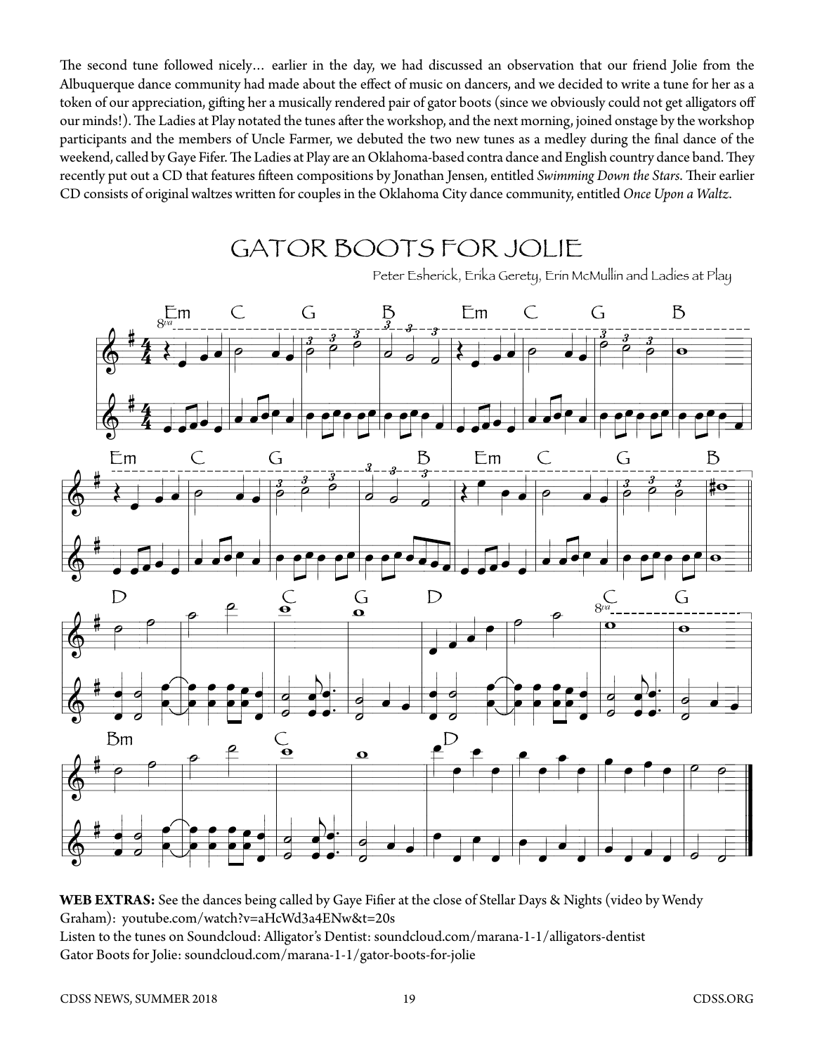The second tune followed nicely… earlier in the day, we had discussed an observation that our friend Jolie from the Albuquerque dance community had made about the effect of music on dancers, and we decided to write a tune for her as a token of our appreciation, gifting her a musically rendered pair of gator boots (since we obviously could not get alligators off our minds!). The Ladies at Play notated the tunes after the workshop, and the next morning, joined onstage by the workshop participants and the members of Uncle Farmer, we debuted the two new tunes as a medley during the final dance of the weekend, called by Gaye Fifer. The Ladies at Play are an Oklahoma-based contra dance and English country dance band. They recently put out a CD that features fifteen compositions by Jonathan Jensen, entitled *Swimming Down the Stars*. Their earlier CD consists of original waltzes written for couples in the Oklahoma City dance community, entitled *Once Upon a Waltz*.

## GATOR BOOTS FOR JOLIE

Peter Esherick, Erika Gerety, Erin McMullin and Ladies at Play

**WEB EXTRAS:** See the dances being called by Gaye Fifier at the close of Stellar Days & Nights (video by Wendy Graham): youtube.com/watch?v=aHcWd3a4ENw&t=20s
Listen to the tunes on Soundcloud: Alligator's Dentist: soundcloud.com/marana-1-1/alligators-dentist
Gator Boots for Jolie: soundcloud.com/marana-1-1/gator-boots-for-jolie